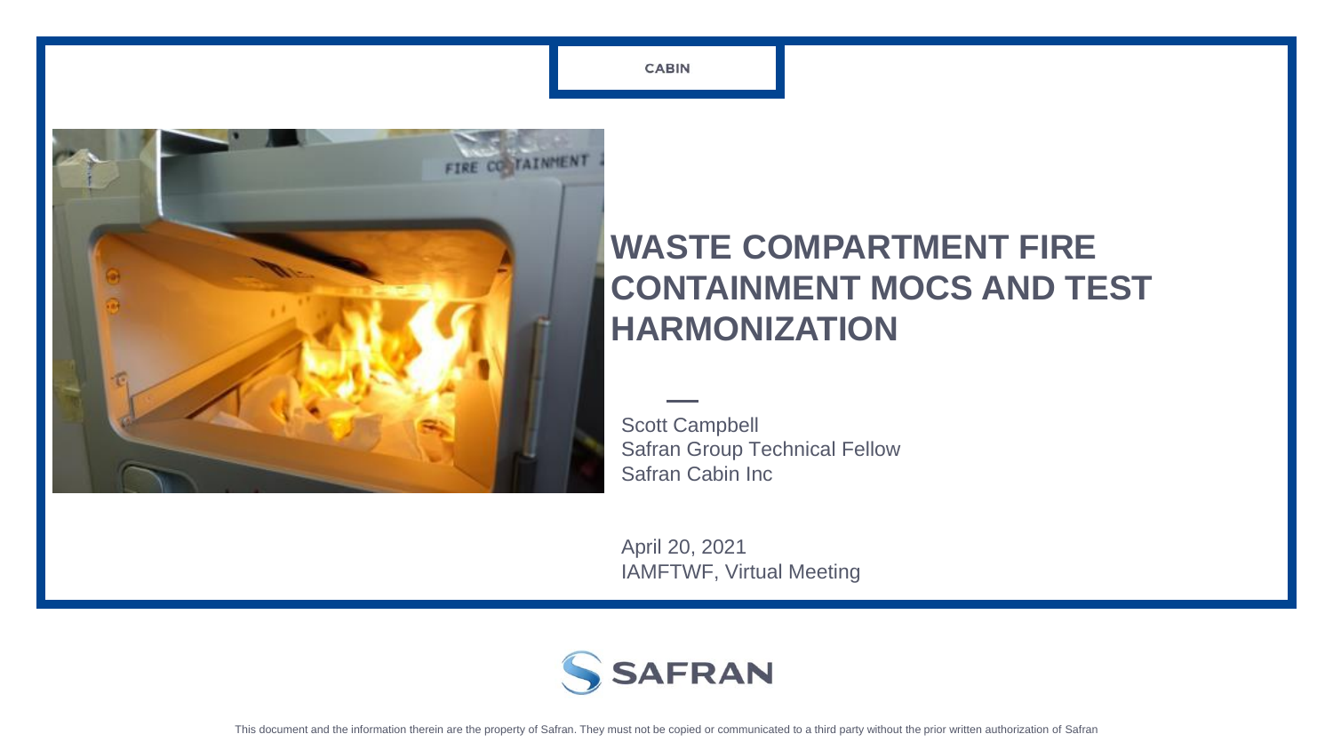CABIN

# WASTE COMPARTMENT FIRE CONTAINMENT MOCS AND TEST HARMONIZATION

Scott Campbell
Safran Group Technical Fellow
Safran Cabin Inc

April 20, 2021
IAMFTWF, Virtual Meeting

SAFRAN

This document and the information therein are the property of Safran. They must not be copied or communicated to a third party without the prior written authorization of Safran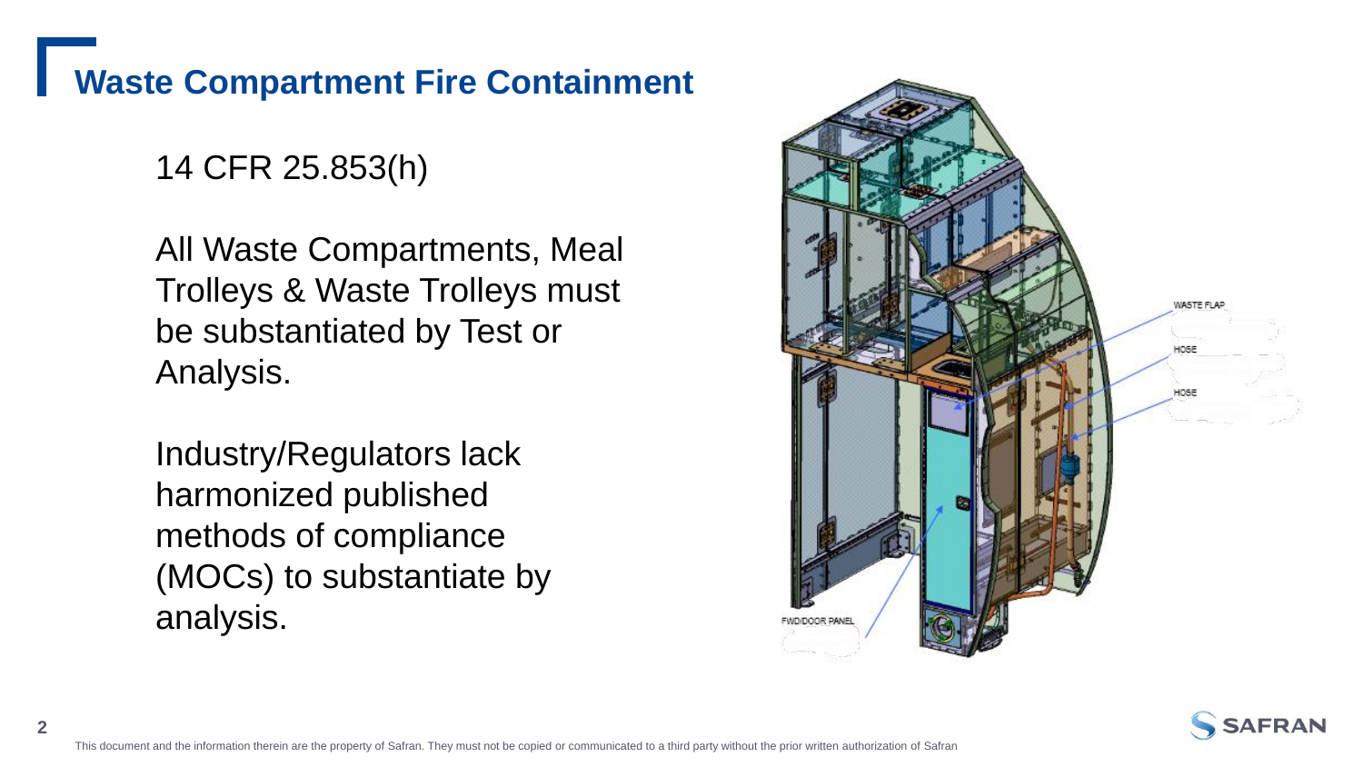# Waste Compartment Fire Containment

14 CFR 25.853(h)

All Waste Compartments, Meal Trolleys & Waste Trolleys must be substantiated by Test or Analysis.

Industry/Regulators lack harmonized published methods of compliance (MOCs) to substantiate by analysis.

WASTE FLAP

HOSE

HOSE

FWD/DOOR PANEL

This document and the information therein are the property of Safran. They must not be copied or communicated to a third party without the prior written authorization of Safran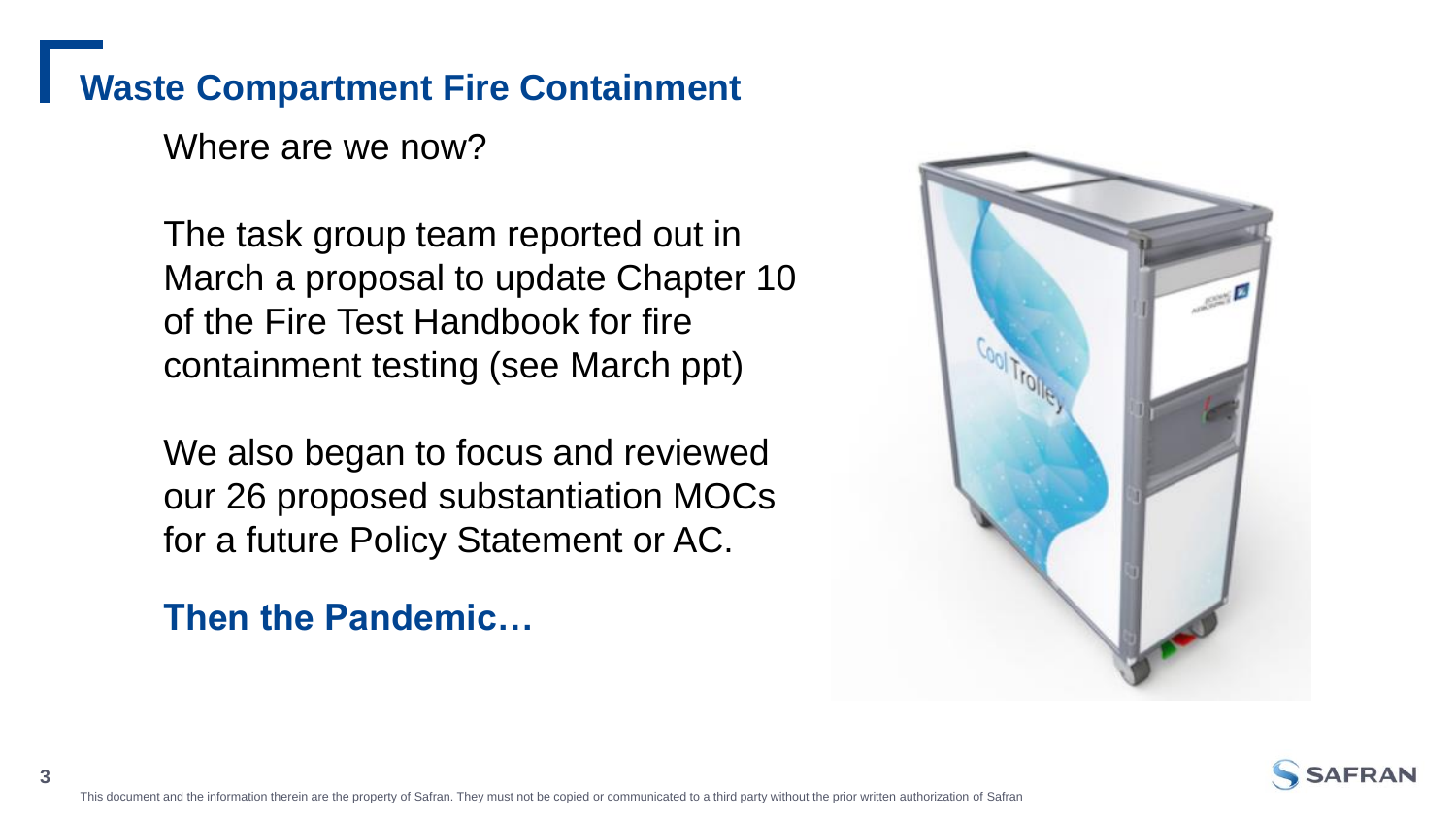# Waste Compartment Fire Containment

Where are we now?

The task group team reported out in March a proposal to update Chapter 10 of the Fire Test Handbook for fire containment testing (see March ppt)

We also began to focus and reviewed our 26 proposed substantiation MOCs for a future Policy Statement or AC.

**Then the Pandemic…**

This document and the information therein are the property of Safran. They must not be copied or communicated to a third party without the prior written authorization of Safran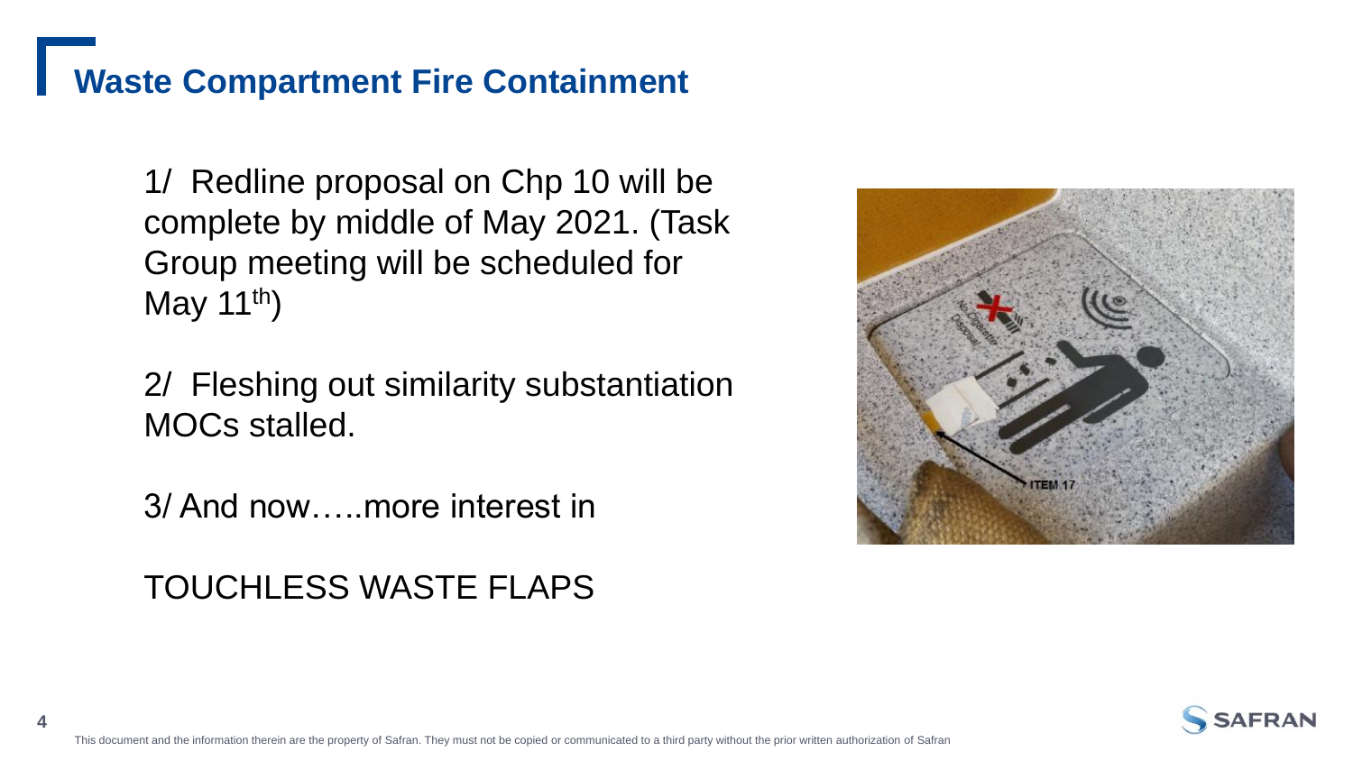# Waste Compartment Fire Containment

1/ Redline proposal on Chp 10 will be complete by middle of May 2021. (Task Group meeting will be scheduled for May 11th)

2/ Fleshing out similarity substantiation MOCs stalled.

3/ And now…..more interest in

TOUCHLESS WASTE FLAPS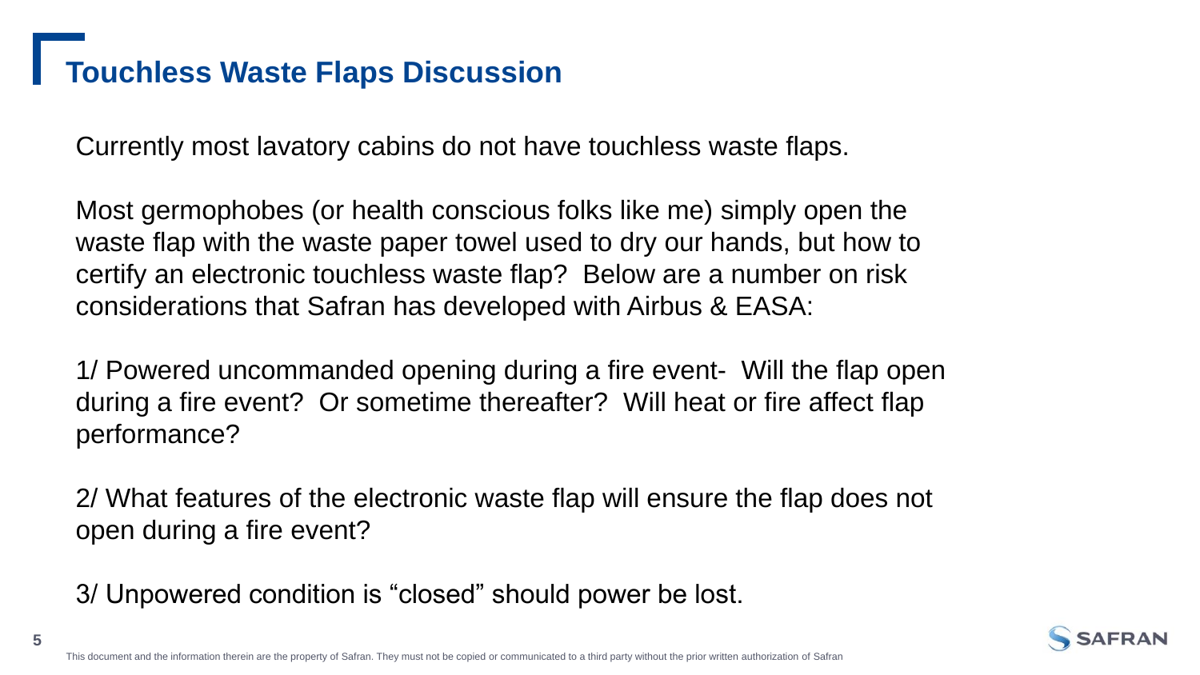# Touchless Waste Flaps Discussion

Currently most lavatory cabins do not have touchless waste flaps.

Most germophobes (or health conscious folks like me) simply open the waste flap with the waste paper towel used to dry our hands, but how to certify an electronic touchless waste flap? Below are a number on risk considerations that Safran has developed with Airbus & EASA:

1/ Powered uncommanded opening during a fire event- Will the flap open during a fire event? Or sometime thereafter? Will heat or fire affect flap performance?

2/ What features of the electronic waste flap will ensure the flap does not open during a fire event?

3/ Unpowered condition is "closed" should power be lost.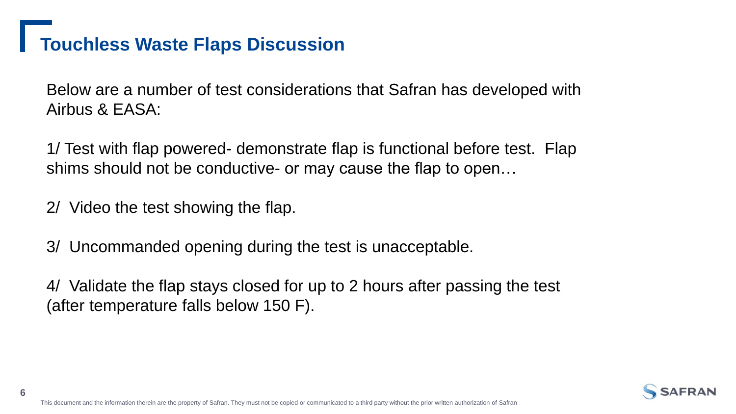# Touchless Waste Flaps Discussion

Below are a number of test considerations that Safran has developed with Airbus & EASA:

1/ Test with flap powered- demonstrate flap is functional before test. Flap shims should not be conductive- or may cause the flap to open…

2/ Video the test showing the flap.

3/ Uncommanded opening during the test is unacceptable.

4/ Validate the flap stays closed for up to 2 hours after passing the test (after temperature falls below 150 F).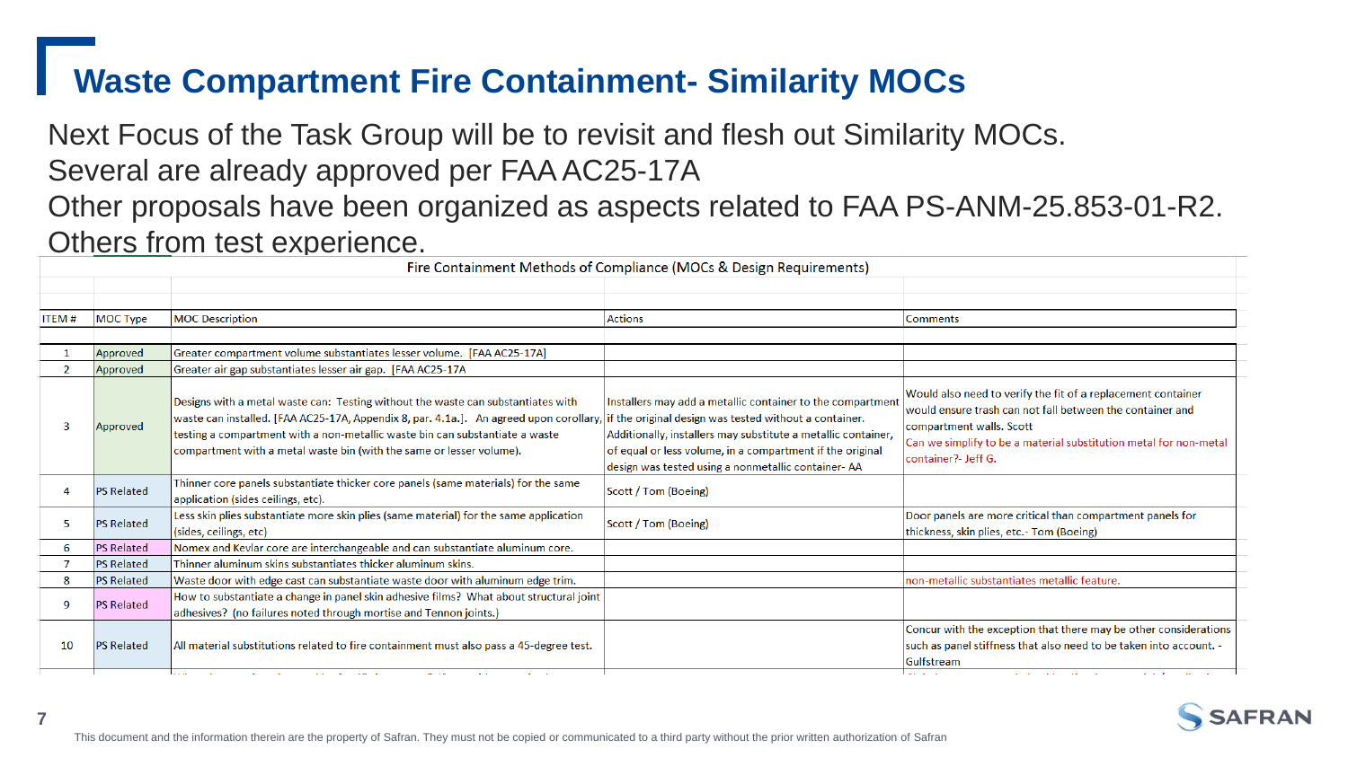# Waste Compartment Fire Containment- Similarity MOCs

Next Focus of the Task Group will be to revisit and flesh out Similarity MOCs.
Several are already approved per FAA AC25-17A
Other proposals have been organized as aspects related to FAA PS-ANM-25.853-01-R2.
Others from test experience.

Fire Containment Methods of Compliance (MOCs & Design Requirements)

| ITEM # | MOC Type | MOC Description | Actions | Comments |
|---|---|---|---|---|
| 1 | Approved | Greater compartment volume substantiates lesser volume. [FAA AC25-17A] | | |
| 2 | Approved | Greater air gap substantiates lesser air gap. [FAA AC25-17A | | |
| 3 | Approved | Designs with a metal waste can: Testing without the waste can substantiates with waste can installed. [FAA AC25-17A, Appendix 8, par. 4.1a.]. An agreed upon corollary, testing a compartment with a non-metallic waste bin can substantiate a waste compartment with a metal waste bin (with the same or lesser volume). | Installers may add a metallic container to the compartment if the original design was tested without a container. Additionally, installers may substitute a metallic container, of equal or less volume, in a compartment if the original design was tested using a nonmetallic container- AA | Would also need to verify the fit of a replacement container would ensure trash can not fall between the container and compartment walls. Scott Can we simplify to be a material substitution metal for non-metal container?- Jeff G. |
| 4 | PS Related | Thinner core panels substantiate thicker core panels (same materials) for the same application (sides ceilings, etc). | Scott / Tom (Boeing) | |
| 5 | PS Related | Less skin plies substantiate more skin plies (same material) for the same application (sides, ceilings, etc) | Scott / Tom (Boeing) | Door panels are more critical than compartment panels for thickness, skin plies, etc.- Tom (Boeing) |
| 6 | PS Related | Nomex and Kevlar core are interchangeable and can substantiate aluminum core. | | |
| 7 | PS Related | Thinner aluminum skins substantiates thicker aluminum skins. | | |
| 8 | PS Related | Waste door with edge cast can substantiate waste door with aluminum edge trim. | | non-metallic substantiates metallic feature. |
| 9 | PS Related | How to substantiate a change in panel skin adhesive films? What about structural joint adhesives? (no failures noted through mortise and Tennon joints.) | | |
| 10 | PS Related | All material substitutions related to fire containment must also pass a 45-degree test. | | Concur with the exception that there may be other considerations such as panel stiffness that also need to be taken into account. - Gulfstream |

This document and the information therein are the property of Safran. They must not be copied or communicated to a third party without the prior written authorization of Safran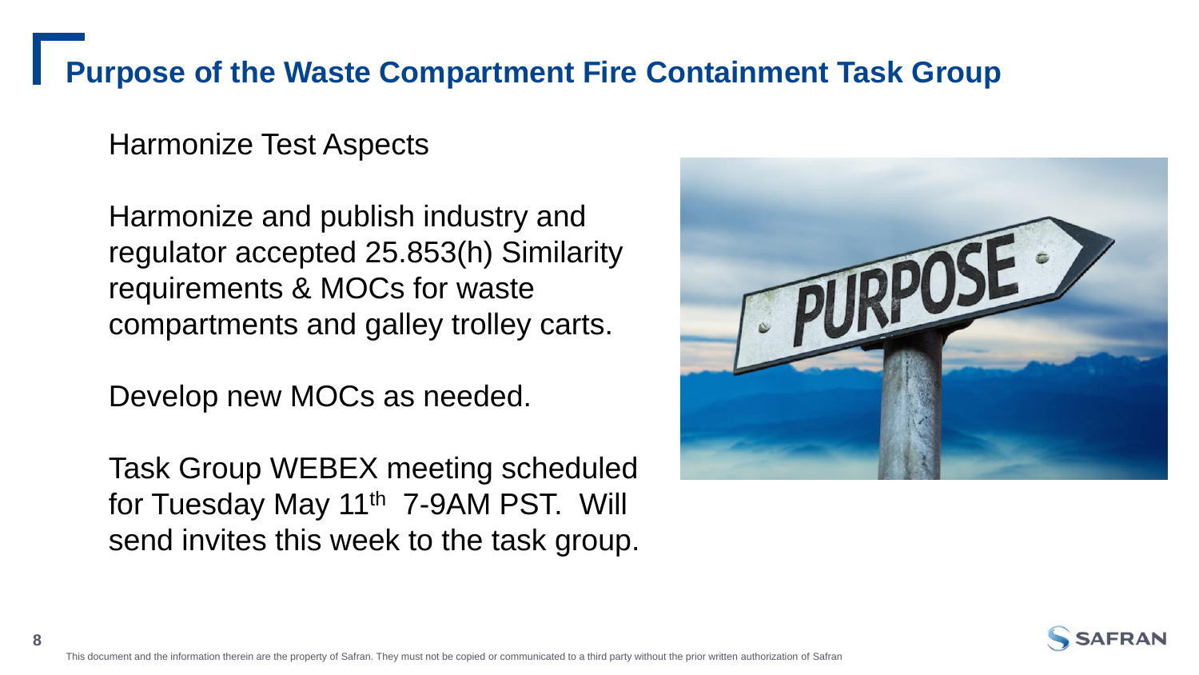# Purpose of the Waste Compartment Fire Containment Task Group

Harmonize Test Aspects

Harmonize and publish industry and regulator accepted 25.853(h) Similarity requirements & MOCs for waste compartments and galley trolley carts.

Develop new MOCs as needed.

Task Group WEBEX meeting scheduled for Tuesday May 11th 7-9AM PST. Will send invites this week to the task group.